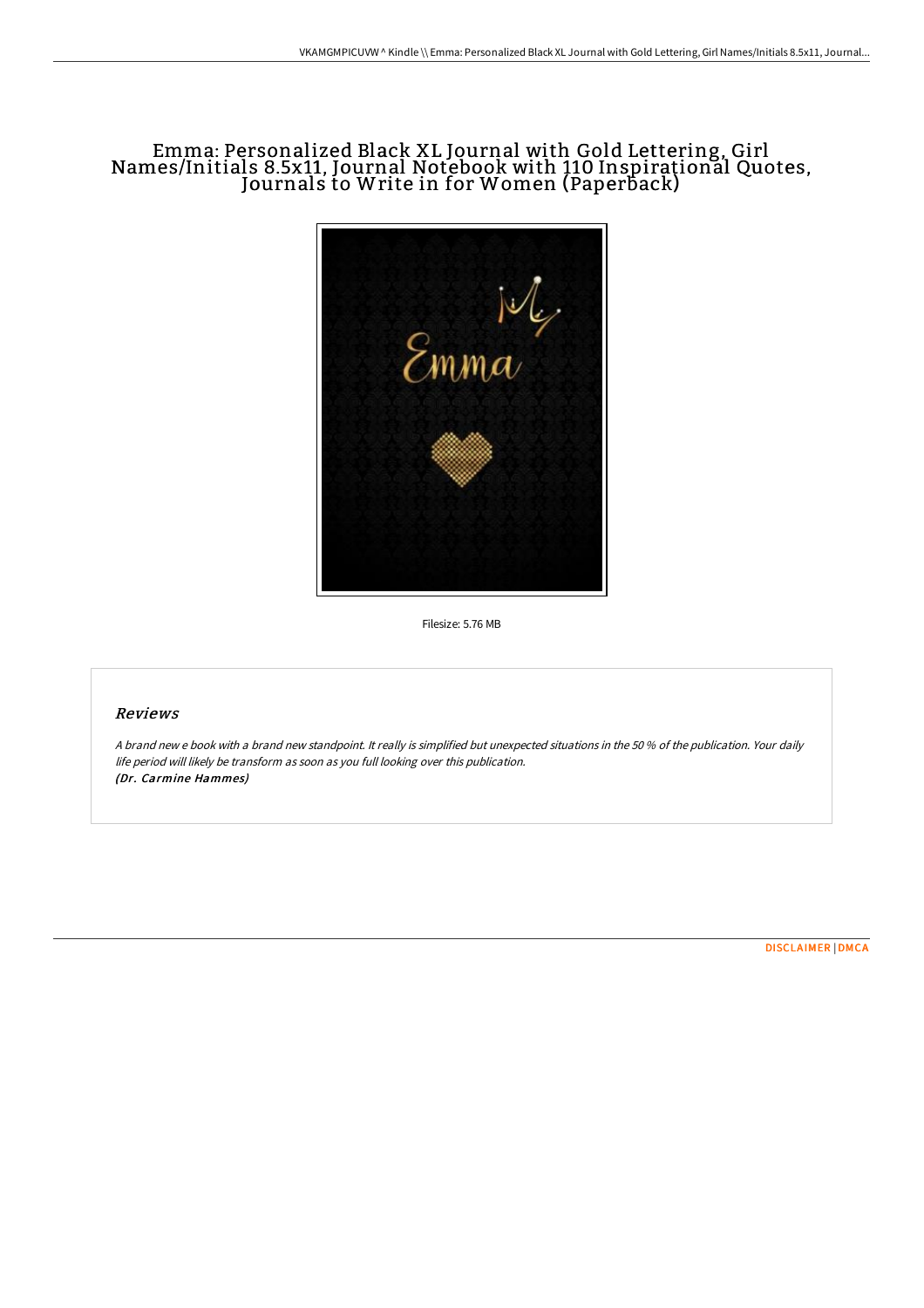# Emma: Personalized Black XL Journal with Gold Lettering, Girl Names/Initials 8.5x11, Journal Notebook with 110 Inspirational Quotes, Journals to Write in for Women (Paperback)

Filesize: 5.76 MB

## *Reviews*

*A brand new e book with a brand new standpoint. It really is simplified but unexpected situations in the 50 % of the publication. Your daily life period will likely be transform as soon as you full looking over this publication.*
***(Dr. Carmine Hammes)***

DISCLAIMER | DMCA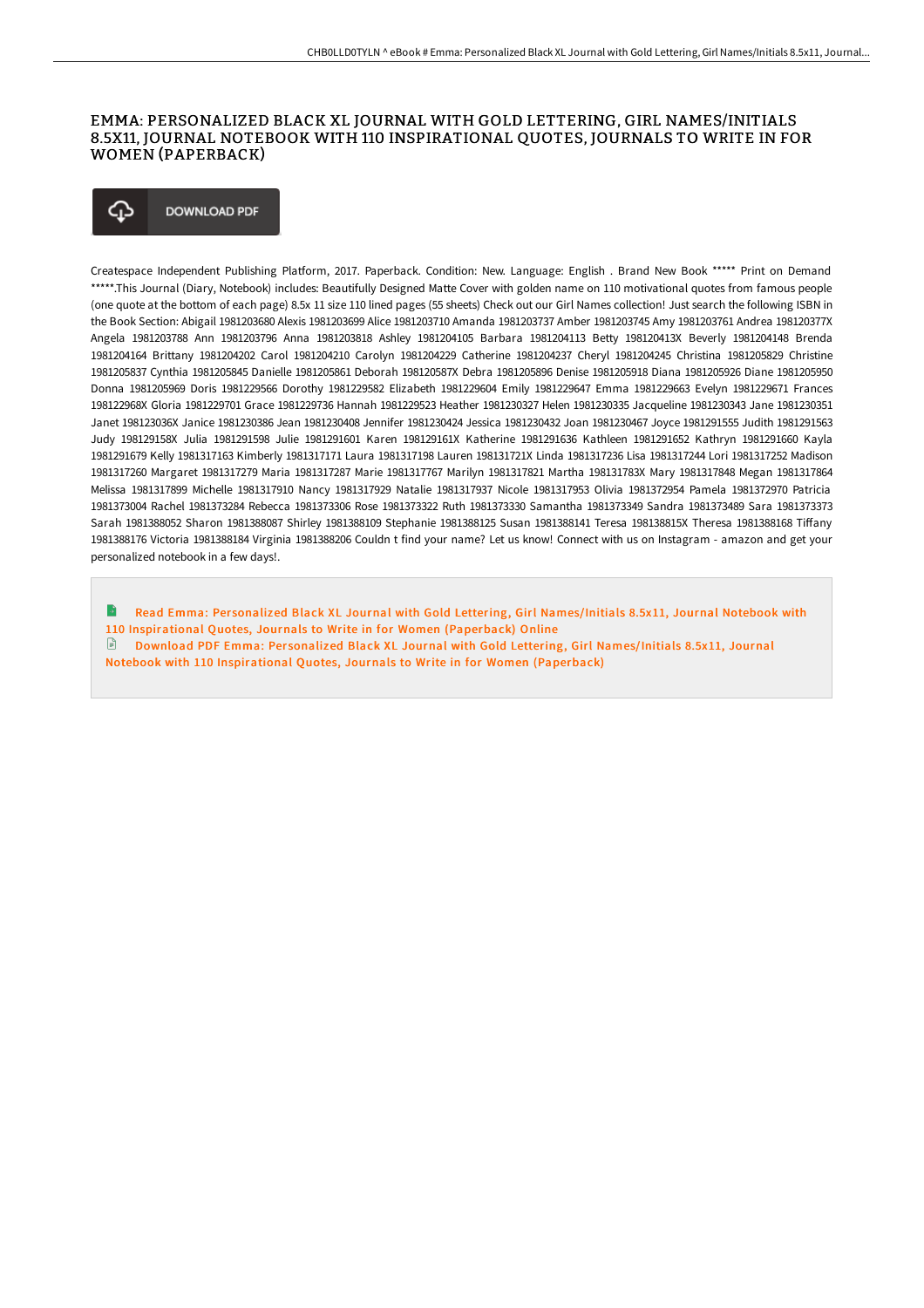# EMMA: PERSONALIZED BLACK XL JOURNAL WITH GOLD LETTERING, GIRL NAMES/INITIALS 8.5X11, JOURNAL NOTEBOOK WITH 110 INSPIRATIONAL QUOTES, JOURNALS TO WRITE IN FOR WOMEN (PAPERBACK)

DOWNLOAD PDF

Createspace Independent Publishing Platform, 2017. Paperback. Condition: New. Language: English . Brand New Book ***** Print on Demand *****.This Journal (Diary, Notebook) includes: Beautifully Designed Matte Cover with golden name on 110 motivational quotes from famous people (one quote at the bottom of each page) 8.5x 11 size 110 lined pages (55 sheets) Check out our Girl Names collection! Just search the following ISBN in the Book Section: Abigail 1981203680 Alexis 1981203699 Alice 1981203710 Amanda 1981203737 Amber 1981203745 Amy 1981203761 Andrea 198120377X Angela 1981203788 Ann 1981203796 Anna 1981203818 Ashley 1981204105 Barbara 1981204113 Betty 198120413X Beverly 1981204148 Brenda 1981204164 Brittany 1981204202 Carol 1981204210 Carolyn 1981204229 Catherine 1981204237 Cheryl 1981204245 Christina 1981205829 Christine 1981205837 Cynthia 1981205845 Danielle 1981205861 Deborah 198120587X Debra 1981205896 Denise 1981205918 Diana 1981205926 Diane 1981205950 Donna 1981205969 Doris 1981229566 Dorothy 1981229582 Elizabeth 1981229604 Emily 1981229647 Emma 1981229663 Evelyn 1981229671 Frances 198122968X Gloria 1981229701 Grace 1981229736 Hannah 1981229523 Heather 1981230327 Helen 1981230335 Jacqueline 1981230343 Jane 1981230351 Janet 198123036X Janice 1981230386 Jean 1981230408 Jennifer 1981230424 Jessica 1981230432 Joan 1981230467 Joyce 1981291555 Judith 1981291563 Judy 198129158X Julia 1981291598 Julie 1981291601 Karen 198129161X Katherine 1981291636 Kathleen 1981291652 Kathryn 1981291660 Kayla 1981291679 Kelly 1981317163 Kimberly 1981317171 Laura 1981317198 Lauren 198131721X Linda 1981317236 Lisa 1981317244 Lori 1981317252 Madison 1981317260 Margaret 1981317279 Maria 1981317287 Marie 1981317767 Marilyn 1981317821 Martha 198131783X Mary 1981317848 Megan 1981317864 Melissa 1981317899 Michelle 1981317910 Nancy 1981317929 Natalie 1981317937 Nicole 1981317953 Olivia 1981372954 Pamela 1981372970 Patricia 1981373004 Rachel 1981373284 Rebecca 1981373306 Rose 1981373322 Ruth 1981373330 Samantha 1981373349 Sandra 1981373489 Sara 1981373373 Sarah 1981388052 Sharon 1981388087 Shirley 1981388109 Stephanie 1981388125 Susan 1981388141 Teresa 198138815X Theresa 1981388168 Tiffany 1981388176 Victoria 1981388184 Virginia 1981388206 Couldn t find your name? Let us know! Connect with us on Instagram - amazon and get your personalized notebook in a few days!.

Read Emma: Personalized Black XL Journal with Gold Lettering, Girl Names/Initials 8.5x11, Journal Notebook with 110 Inspirational Quotes, Journals to Write in for Women (Paperback) Online

Download PDF Emma: Personalized Black XL Journal with Gold Lettering, Girl Names/Initials 8.5x11, Journal Notebook with 110 Inspirational Quotes, Journals to Write in for Women (Paperback)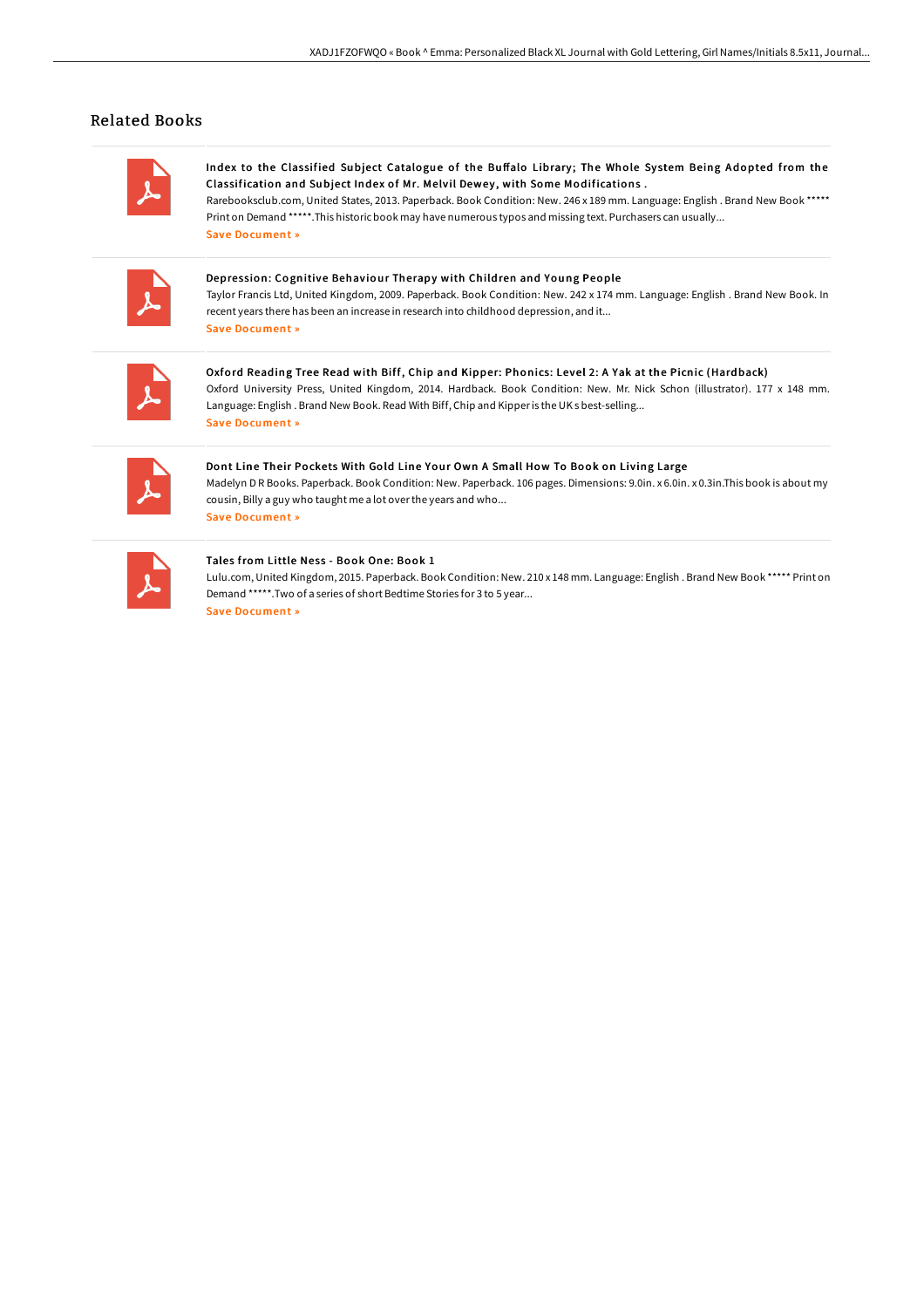## Related Books

**Index to the Classified Subject Catalogue of the Buffalo Library; The Whole System Being Adopted from the Classification and Subject Index of Mr. Melvil Dewey, with Some Modifications .**
Rarebooksclub.com, United States, 2013. Paperback. Book Condition: New. 246 x 189 mm. Language: English . Brand New Book ***** Print on Demand *****.This historic book may have numerous typos and missing text. Purchasers can usually...
Save Document »

**Depression: Cognitive Behaviour Therapy with Children and Young People**
Taylor Francis Ltd, United Kingdom, 2009. Paperback. Book Condition: New. 242 x 174 mm. Language: English . Brand New Book. In recent years there has been an increase in research into childhood depression, and it...
Save Document »

**Oxford Reading Tree Read with Biff, Chip and Kipper: Phonics: Level 2: A Yak at the Picnic (Hardback)**
Oxford University Press, United Kingdom, 2014. Hardback. Book Condition: New. Mr. Nick Schon (illustrator). 177 x 148 mm. Language: English . Brand New Book. Read With Biff, Chip and Kipper is the UK s best-selling...
Save Document »

**Dont Line Their Pockets With Gold Line Your Own A Small How To Book on Living Large**
Madelyn D R Books. Paperback. Book Condition: New. Paperback. 106 pages. Dimensions: 9.0in. x 6.0in. x 0.3in.This book is about my cousin, Billy a guy who taught me a lot over the years and who...
Save Document »

**Tales from Little Ness - Book One: Book 1**
Lulu.com, United Kingdom, 2015. Paperback. Book Condition: New. 210 x 148 mm. Language: English . Brand New Book ***** Print on Demand *****.Two of a series of short Bedtime Stories for 3 to 5 year...
Save Document »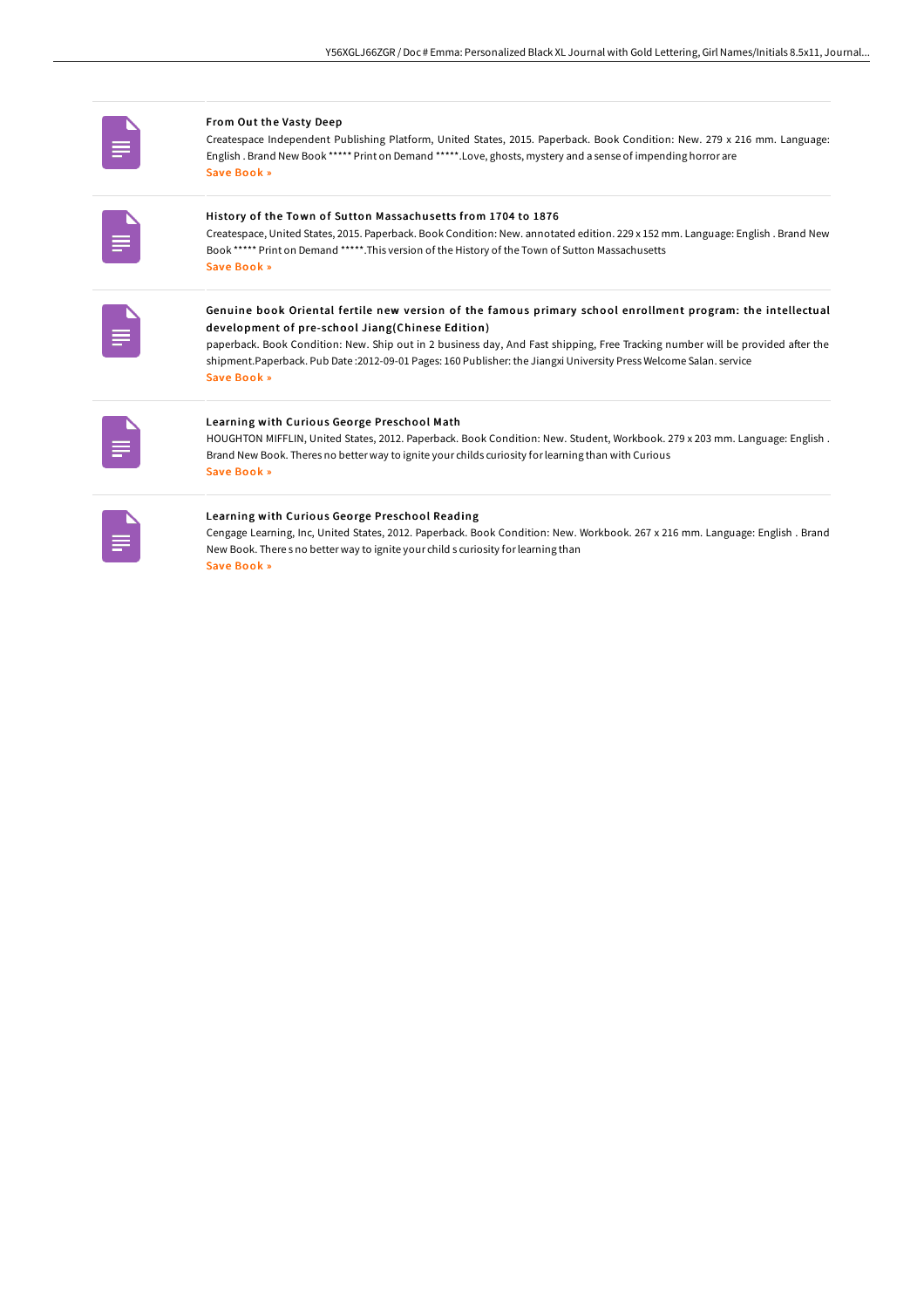### From Out the Vasty Deep

Createspace Independent Publishing Platform, United States, 2015. Paperback. Book Condition: New. 279 x 216 mm. Language: English . Brand New Book ***** Print on Demand *****.Love, ghosts, mystery and a sense of impending horror are

Save Book »

### History of the Town of Sutton Massachusetts from 1704 to 1876

Createspace, United States, 2015. Paperback. Book Condition: New. annotated edition. 229 x 152 mm. Language: English . Brand New Book ***** Print on Demand *****.This version of the History of the Town of Sutton Massachusetts

Save Book »

### Genuine book Oriental fertile new version of the famous primary school enrollment program: the intellectual development of pre-school Jiang(Chinese Edition)

paperback. Book Condition: New. Ship out in 2 business day, And Fast shipping, Free Tracking number will be provided after the shipment.Paperback. Pub Date :2012-09-01 Pages: 160 Publisher: the Jiangxi University Press Welcome Salan. service

Save Book »

### Learning with Curious George Preschool Math

HOUGHTON MIFFLIN, United States, 2012. Paperback. Book Condition: New. Student, Workbook. 279 x 203 mm. Language: English . Brand New Book. Theres no better way to ignite your childs curiosity for learning than with Curious

Save Book »

### Learning with Curious George Preschool Reading

Cengage Learning, Inc, United States, 2012. Paperback. Book Condition: New. Workbook. 267 x 216 mm. Language: English . Brand New Book. There s no better way to ignite your child s curiosity for learning than

Save Book »